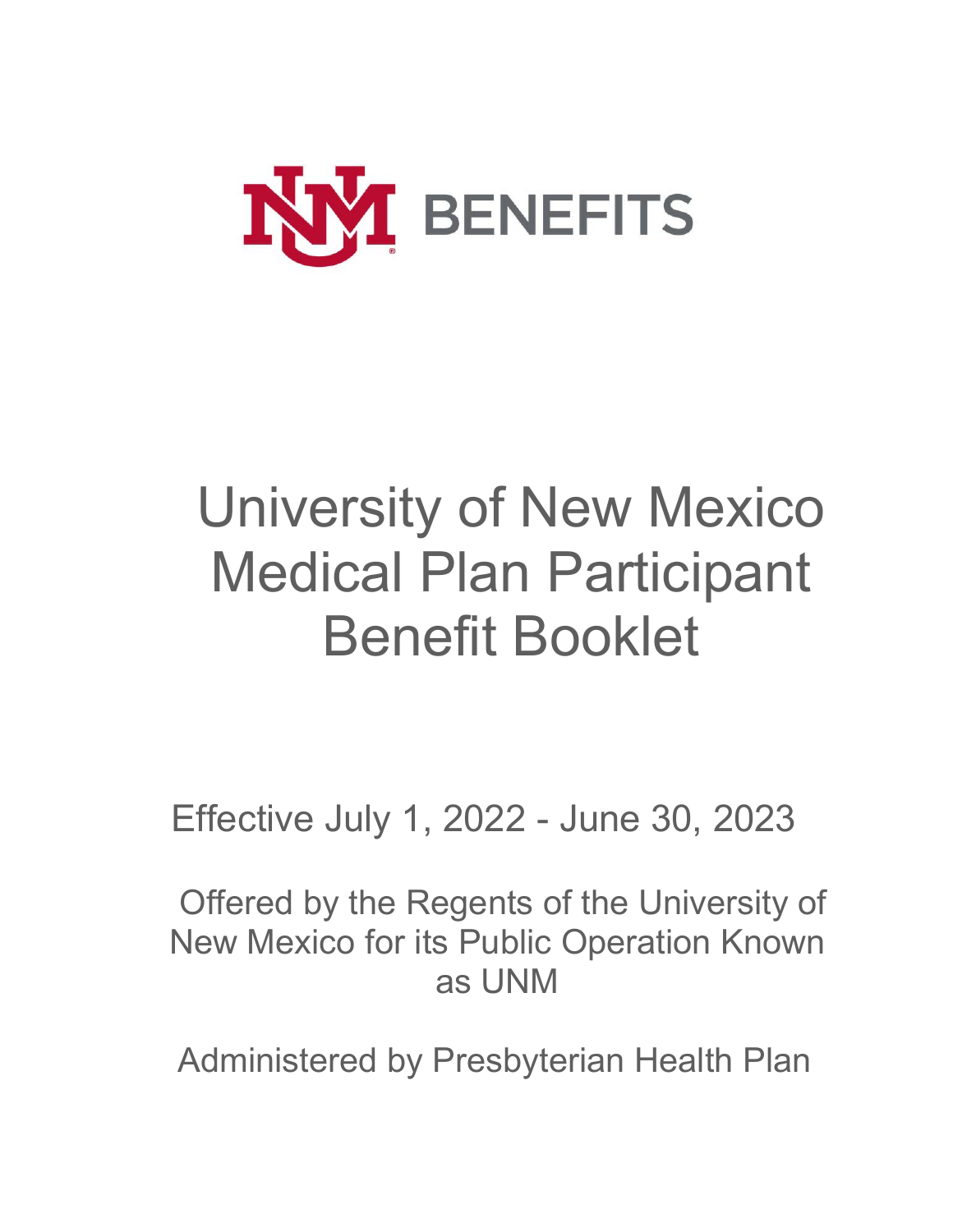UNM BENEFITS

# University of New Mexico Medical Plan Participant Benefit Booklet

Effective July 1, 2022 - June 30, 2023

Offered by the Regents of the University of New Mexico for its Public Operation Known as UNM

Administered by Presbyterian Health Plan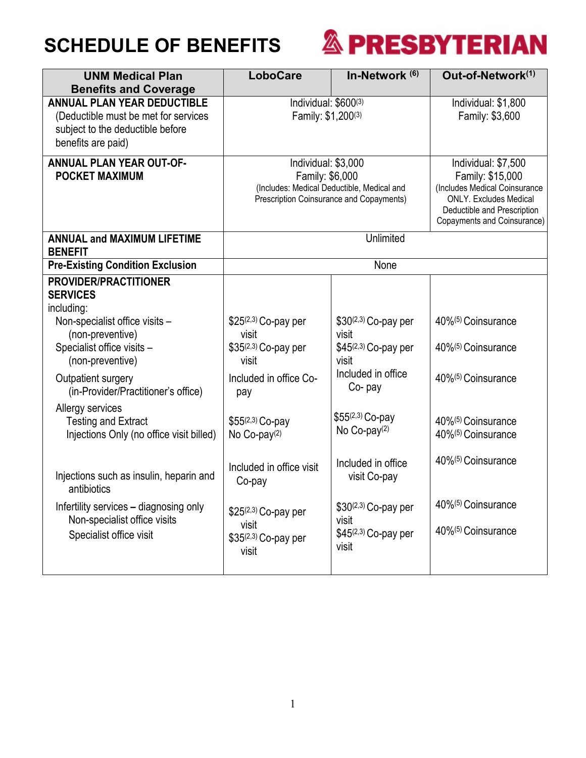# SCHEDULE OF BENEFITS

PRESBYTERIAN

| UNM Medical Plan Benefits and Coverage | LoboCare | In-Network [6] | Out-of-Network[1] |
|---|---|---|---|
| **ANNUAL PLAN YEAR DEDUCTIBLE** (Deductible must be met for services subject to the deductible before benefits are paid) | Individual: $600[3] Family: $1,200[3] | | Individual: $1,800 Family: $3,600 |
| **ANNUAL PLAN YEAR OUT-OF-POCKET MAXIMUM** | Individual: $3,000 Family: $6,000 (Includes: Medical Deductible, Medical and Prescription Coinsurance and Copayments) | | Individual: $7,500 Family: $15,000 (Includes Medical Coinsurance ONLY. Excludes Medical Deductible and Prescription Copayments and Coinsurance) |
| **ANNUAL and MAXIMUM LIFETIME BENEFIT** | Unlimited | | |
| **Pre-Existing Condition Exclusion** | None | | |
| **PROVIDER/PRACTITIONER SERVICES** including: | | | |
| Non-specialist office visits – (non-preventive) | $25[2,3] Co-pay per visit | $30[2,3] Co-pay per visit | 40%[5] Coinsurance |
| Specialist office visits – (non-preventive) | $35[2,3] Co-pay per visit | $45[2,3] Co-pay per visit | 40%[5] Coinsurance |
| Outpatient surgery (in-Provider/Practitioner's office) | Included in office Co-pay | Included in office Co- pay | 40%[5] Coinsurance |
| Allergy services | | | |
| Testing and Extract | $55[2,3] Co-pay | $55[2,3] Co-pay | 40%[5] Coinsurance |
| Injections Only (no office visit billed) | No Co-pay[2] | No Co-pay[2] | 40%[5] Coinsurance |
| Injections such as insulin, heparin and antibiotics | Included in office visit Co-pay | Included in office visit Co-pay | 40%[5] Coinsurance |
| Infertility services – diagnosing only | | | |
| Non-specialist office visits | $25[2,3] Co-pay per visit | $30[2,3] Co-pay per visit | 40%[5] Coinsurance |
| Specialist office visit | $35[2,3] Co-pay per visit | $45[2,3] Co-pay per visit | 40%[5] Coinsurance |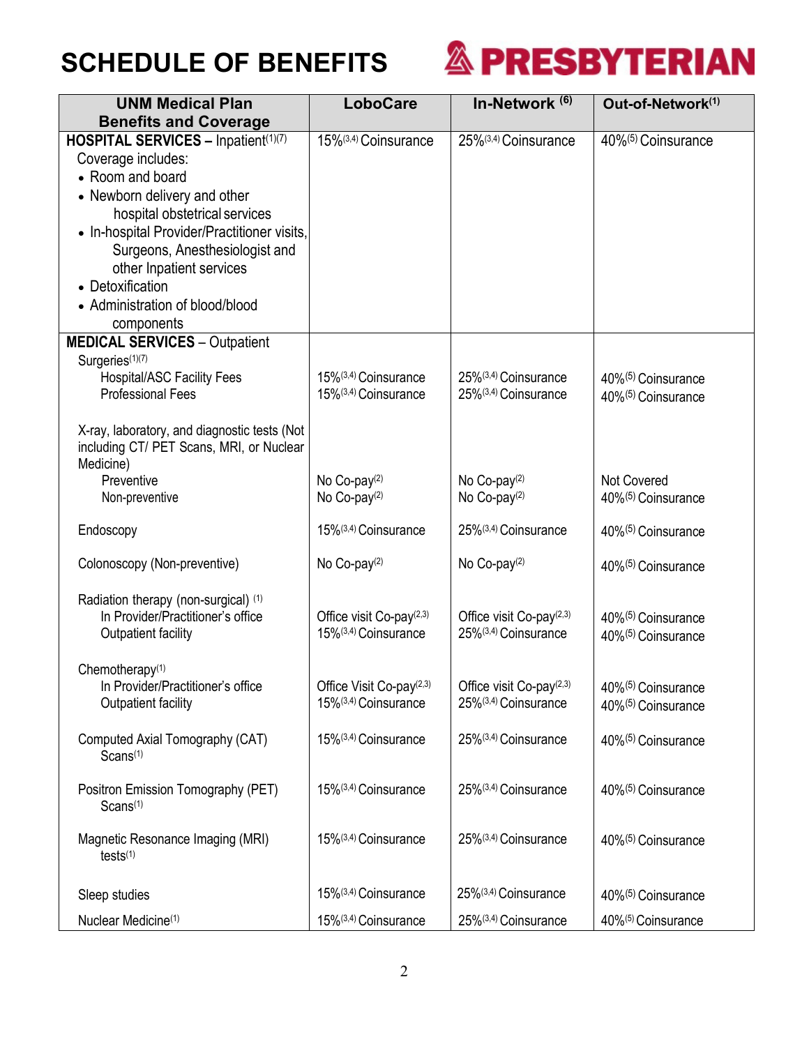# SCHEDULE OF BENEFITS

PRESBYTERIAN

| UNM Medical Plan Benefits and Coverage | LoboCare | In-Network [6] | Out-of-Network[1] |
|---|---|---|---|
| **HOSPITAL SERVICES –** Inpatient[1][7] Coverage includes: • Room and board • Newborn delivery and other hospital obstetrical services • In-hospital Provider/Practitioner visits, Surgeons, Anesthesiologist and other Inpatient services • Detoxification • Administration of blood/blood components | 15%[3,4] Coinsurance | 25%[3,4] Coinsurance | 40%[5] Coinsurance |
| **MEDICAL SERVICES** – Outpatient | | | |
| Surgeries[1][7] | | | |
| Hospital/ASC Facility Fees | 15%[3,4] Coinsurance | 25%[3,4] Coinsurance | 40%[5] Coinsurance |
| Professional Fees | 15%[3,4] Coinsurance | 25%[3,4] Coinsurance | 40%[5] Coinsurance |
| X-ray, laboratory, and diagnostic tests (Not including CT/ PET Scans, MRI, or Nuclear Medicine) | | | |
| Preventive | No Co-pay[2] | No Co-pay[2] | Not Covered |
| Non-preventive | No Co-pay[2] | No Co-pay[2] | 40%[5] Coinsurance |
| Endoscopy | 15%[3,4] Coinsurance | 25%[3,4] Coinsurance | 40%[5] Coinsurance |
| Colonoscopy (Non-preventive) | No Co-pay[2] | No Co-pay[2] | 40%[5] Coinsurance |
| Radiation therapy (non-surgical) [1] | | | |
| In Provider/Practitioner's office | Office visit Co-pay[2,3] | Office visit Co-pay[2,3] | 40%[5] Coinsurance |
| Outpatient facility | 15%[3,4] Coinsurance | 25%[3,4] Coinsurance | 40%[5] Coinsurance |
| Chemotherapy[1] | | | |
| In Provider/Practitioner's office | Office Visit Co-pay[2,3] | Office visit Co-pay[2,3] | 40%[5] Coinsurance |
| Outpatient facility | 15%[3,4] Coinsurance | 25%[3,4] Coinsurance | 40%[5] Coinsurance |
| Computed Axial Tomography (CAT) Scans[1] | 15%[3,4] Coinsurance | 25%[3,4] Coinsurance | 40%[5] Coinsurance |
| Positron Emission Tomography (PET) Scans[1] | 15%[3,4] Coinsurance | 25%[3,4] Coinsurance | 40%[5] Coinsurance |
| Magnetic Resonance Imaging (MRI) tests[1] | 15%[3,4] Coinsurance | 25%[3,4] Coinsurance | 40%[5] Coinsurance |
| Sleep studies | 15%[3,4] Coinsurance | 25%[3,4] Coinsurance | 40%[5] Coinsurance |
| Nuclear Medicine[1] | 15%[3,4] Coinsurance | 25%[3,4] Coinsurance | 40%[5] Coinsurance |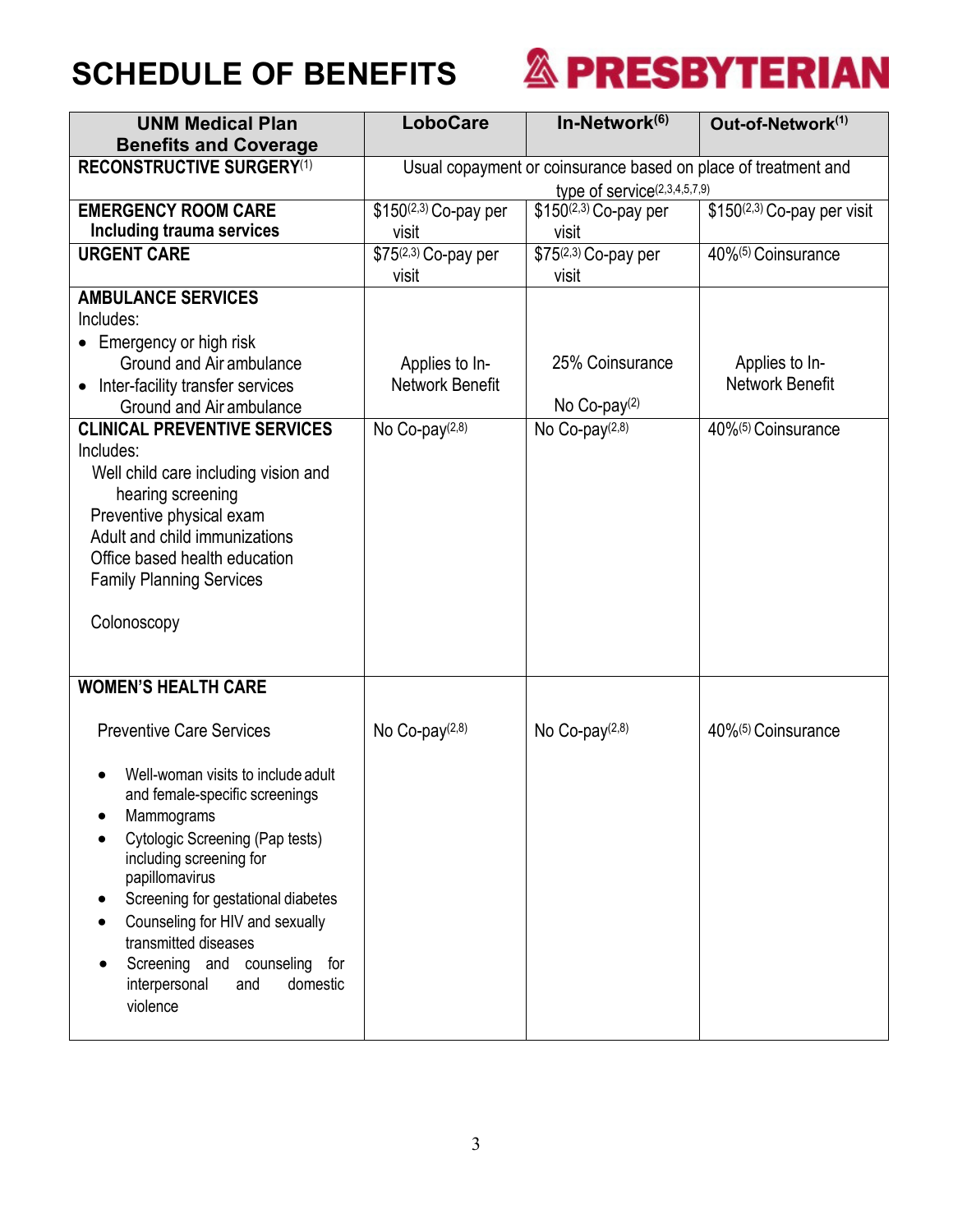# SCHEDULE OF BENEFITS

PRESBYTERIAN

| UNM Medical Plan Benefits and Coverage | LoboCare | In-Network[6] | Out-of-Network[1] |
|---|---|---|---|
| **RECONSTRUCTIVE SURGERY**[1] | Usual copayment or coinsurance based on place of treatment and type of service[2,3,4,5,7,9] | | |
| **EMERGENCY ROOM CARE Including trauma services** | $150[2,3] Co-pay per visit | $150[2,3] Co-pay per visit | $150[2,3] Co-pay per visit |
| **URGENT CARE** | $75[2,3] Co-pay per visit | $75[2,3] Co-pay per visit | 40%[5] Coinsurance |
| **AMBULANCE SERVICES** Includes: <br>• Emergency or high risk Ground and Air ambulance <br>• Inter-facility transfer services Ground and Air ambulance | Applies to In-Network Benefit | 25% Coinsurance <br><br>No Co-pay[2] | Applies to In-Network Benefit |
| **CLINICAL PREVENTIVE SERVICES** Includes: <br>Well child care including vision and hearing screening <br>Preventive physical exam <br>Adult and child immunizations <br>Office based health education <br>Family Planning Services <br><br>Colonoscopy | No Co-pay[2,8] | No Co-pay[2,8] | 40%[5] Coinsurance |
| **WOMEN'S HEALTH CARE** <br><br>Preventive Care Services <br><br>• Well-woman visits to include adult and female-specific screenings <br>• Mammograms <br>• Cytologic Screening (Pap tests) including screening for papillomavirus <br>• Screening for gestational diabetes <br>• Counseling for HIV and sexually transmitted diseases <br>• Screening and counseling for interpersonal and domestic violence | No Co-pay[2,8] | No Co-pay[2,8] | 40%[5] Coinsurance |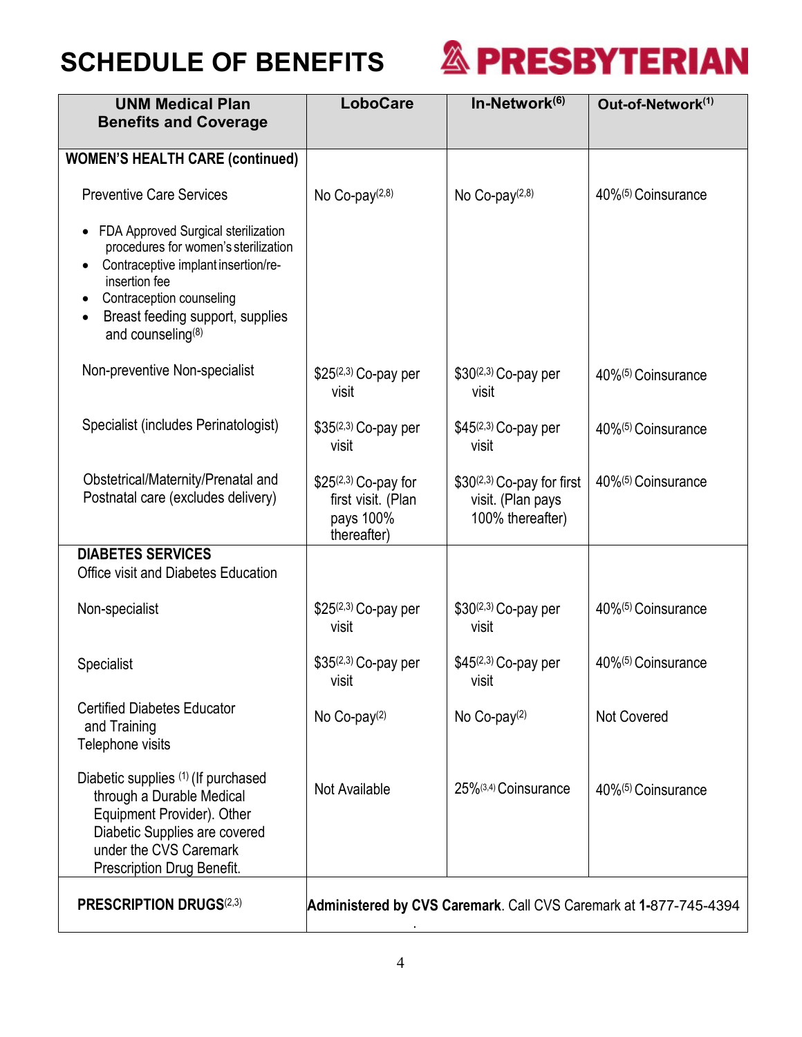# SCHEDULE OF BENEFITS

PRESBYTERIAN

| UNM Medical Plan Benefits and Coverage | LoboCare | In-Network[6] | Out-of-Network[1] |
|---|---|---|---|
| **WOMEN'S HEALTH CARE (continued)** | | | |
| Preventive Care Services<br>• FDA Approved Surgical sterilization procedures for women's sterilization<br>• Contraceptive implant insertion/re-insertion fee<br>• Contraception counseling<br>• Breast feeding support, supplies and counseling[8] | No Co-pay[2,8] | No Co-pay[2,8] | 40%[5] Coinsurance |
| Non-preventive Non-specialist | $25[2,3] Co-pay per visit | $30[2,3] Co-pay per visit | 40%[5] Coinsurance |
| Specialist (includes Perinatologist) | $35[2,3] Co-pay per visit | $45[2,3] Co-pay per visit | 40%[5] Coinsurance |
| Obstetrical/Maternity/Prenatal and Postnatal care (excludes delivery) | $25[2,3] Co-pay for first visit. (Plan pays 100% thereafter) | $30[2,3] Co-pay for first visit. (Plan pays 100% thereafter) | 40%[5] Coinsurance |
| **DIABETES SERVICES**<br>Office visit and Diabetes Education | | | |
| Non-specialist | $25[2,3] Co-pay per visit | $30[2,3] Co-pay per visit | 40%[5] Coinsurance |
| Specialist | $35[2,3] Co-pay per visit | $45[2,3] Co-pay per visit | 40%[5] Coinsurance |
| Certified Diabetes Educator and Training Telephone visits | No Co-pay[2] | No Co-pay[2] | Not Covered |
| Diabetic supplies [1] (If purchased through a Durable Medical Equipment Provider). Other Diabetic Supplies are covered under the CVS Caremark Prescription Drug Benefit. | Not Available | 25%[3,4] Coinsurance | 40%[5] Coinsurance |
| **PRESCRIPTION DRUGS**[2,3] | **Administered by CVS Caremark**. Call CVS Caremark at **1-**877-745-4394 | | |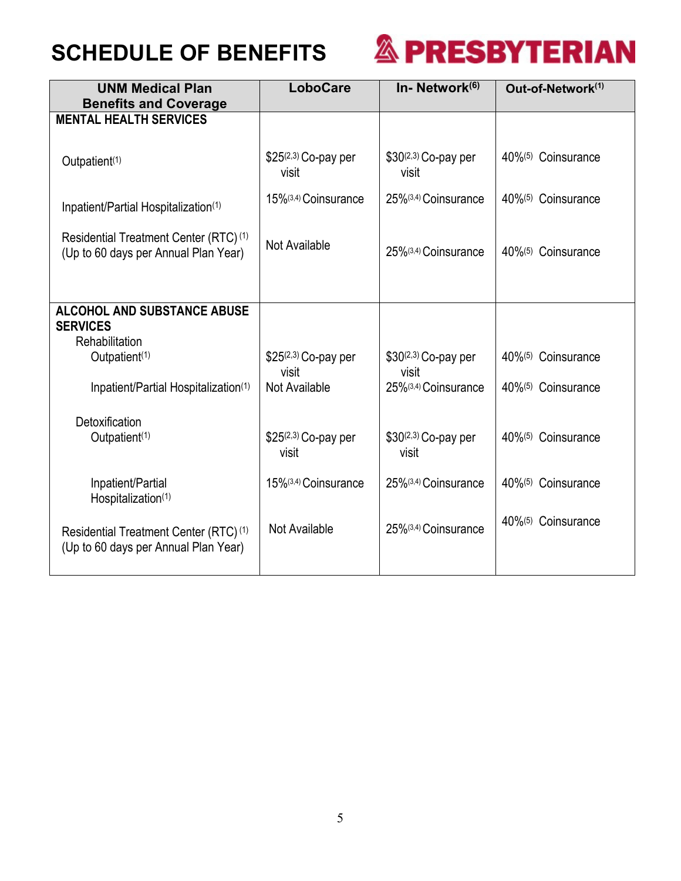# SCHEDULE OF BENEFITS

PRESBYTERIAN

| UNM Medical Plan Benefits and Coverage | LoboCare | In- Network[6] | Out-of-Network[1] |
|---|---|---|---|
| **MENTAL HEALTH SERVICES** | | | |
| Outpatient[1] | $25[2,3] Co-pay per visit | $30[2,3] Co-pay per visit | 40%[5] Coinsurance |
| Inpatient/Partial Hospitalization[1] | 15%[3,4] Coinsurance | 25%[3,4] Coinsurance | 40%[5] Coinsurance |
| Residential Treatment Center (RTC)[1] (Up to 60 days per Annual Plan Year) | Not Available | 25%[3,4] Coinsurance | 40%[5] Coinsurance |
| **ALCOHOL AND SUBSTANCE ABUSE SERVICES** | | | |
| Rehabilitation | | | |
| Outpatient[1] | $25[2,3] Co-pay per visit | $30[2,3] Co-pay per visit | 40%[5] Coinsurance |
| Inpatient/Partial Hospitalization[1] | Not Available | 25%[3,4] Coinsurance | 40%[5] Coinsurance |
| Detoxification | | | |
| Outpatient[1] | $25[2,3] Co-pay per visit | $30[2,3] Co-pay per visit | 40%[5] Coinsurance |
| Inpatient/Partial Hospitalization[1] | 15%[3,4] Coinsurance | 25%[3,4] Coinsurance | 40%[5] Coinsurance |
| Residential Treatment Center (RTC)[1] (Up to 60 days per Annual Plan Year) | Not Available | 25%[3,4] Coinsurance | 40%[5] Coinsurance |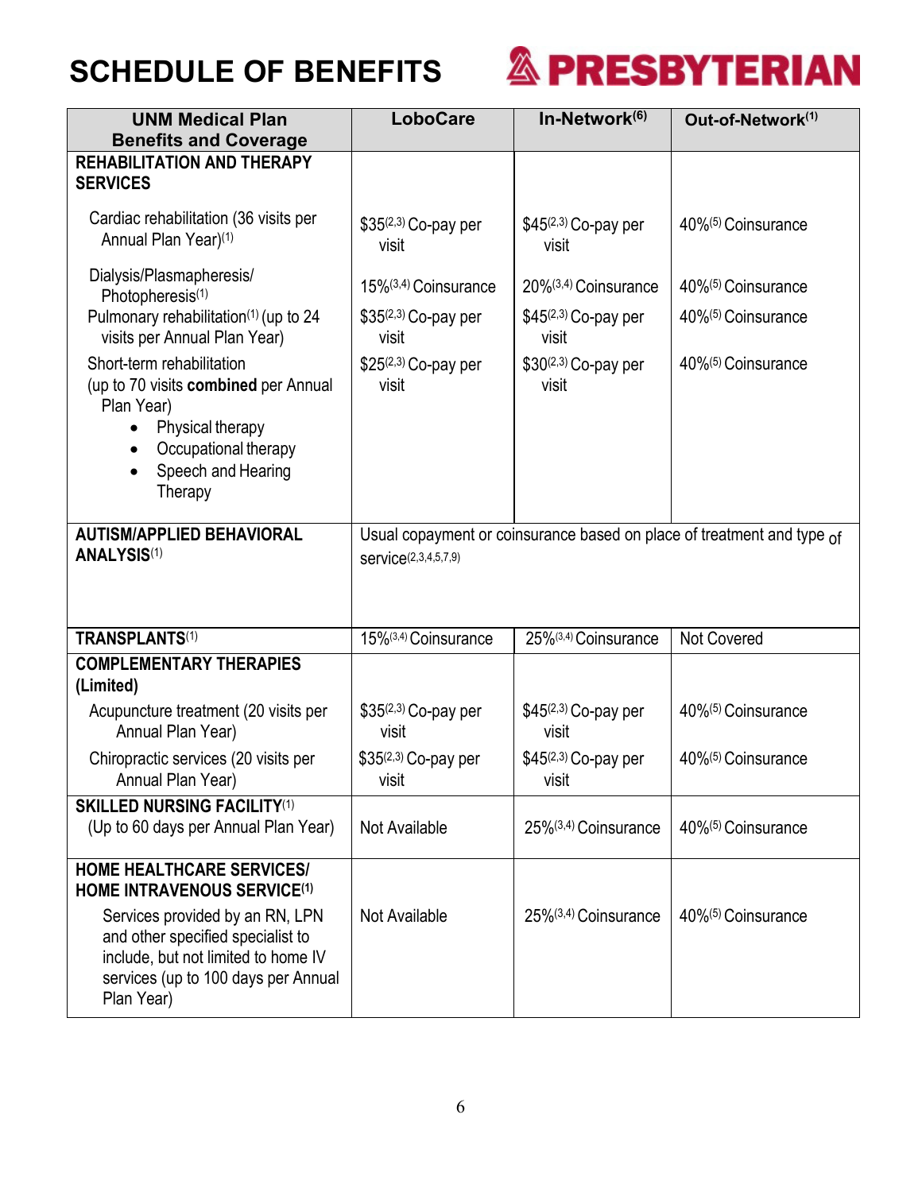# SCHEDULE OF BENEFITS

PRESBYTERIAN

| UNM Medical Plan Benefits and Coverage | LoboCare | In-Network[6] | Out-of-Network[1] |
|---|---|---|---|
| **REHABILITATION AND THERAPY SERVICES** | | | |
| Cardiac rehabilitation (36 visits per Annual Plan Year)[1] | $35[2,3] Co-pay per visit | $45[2,3] Co-pay per visit | 40%[5] Coinsurance |
| Dialysis/Plasmapheresis/ Photopheresis[1] | 15%[3,4] Coinsurance | 20%[3,4] Coinsurance | 40%[5] Coinsurance |
| Pulmonary rehabilitation[1] (up to 24 visits per Annual Plan Year) | $35[2,3] Co-pay per visit | $45[2,3] Co-pay per visit | 40%[5] Coinsurance |
| Short-term rehabilitation (up to 70 visits **combined** per Annual Plan Year)<br>• Physical therapy<br>• Occupational therapy<br>• Speech and Hearing Therapy | $25[2,3] Co-pay per visit | $30[2,3] Co-pay per visit | 40%[5] Coinsurance |
| **AUTISM/APPLIED BEHAVIORAL ANALYSIS**[1] | Usual copayment or coinsurance based on place of treatment and type of service[2,3,4,5,7,9] | | |
| **TRANSPLANTS**[1] | 15%[3,4] Coinsurance | 25%[3,4] Coinsurance | Not Covered |
| **COMPLEMENTARY THERAPIES (Limited)** | | | |
| Acupuncture treatment (20 visits per Annual Plan Year) | $35[2,3] Co-pay per visit | $45[2,3] Co-pay per visit | 40%[5] Coinsurance |
| Chiropractic services (20 visits per Annual Plan Year) | $35[2,3] Co-pay per visit | $45[2,3] Co-pay per visit | 40%[5] Coinsurance |
| **SKILLED NURSING FACILITY**[1] (Up to 60 days per Annual Plan Year) | Not Available | 25%[3,4] Coinsurance | 40%[5] Coinsurance |
| **HOME HEALTHCARE SERVICES/ HOME INTRAVENOUS SERVICE**[1]<br>Services provided by an RN, LPN and other specified specialist to include, but not limited to home IV services (up to 100 days per Annual Plan Year) | Not Available | 25%[3,4] Coinsurance | 40%[5] Coinsurance |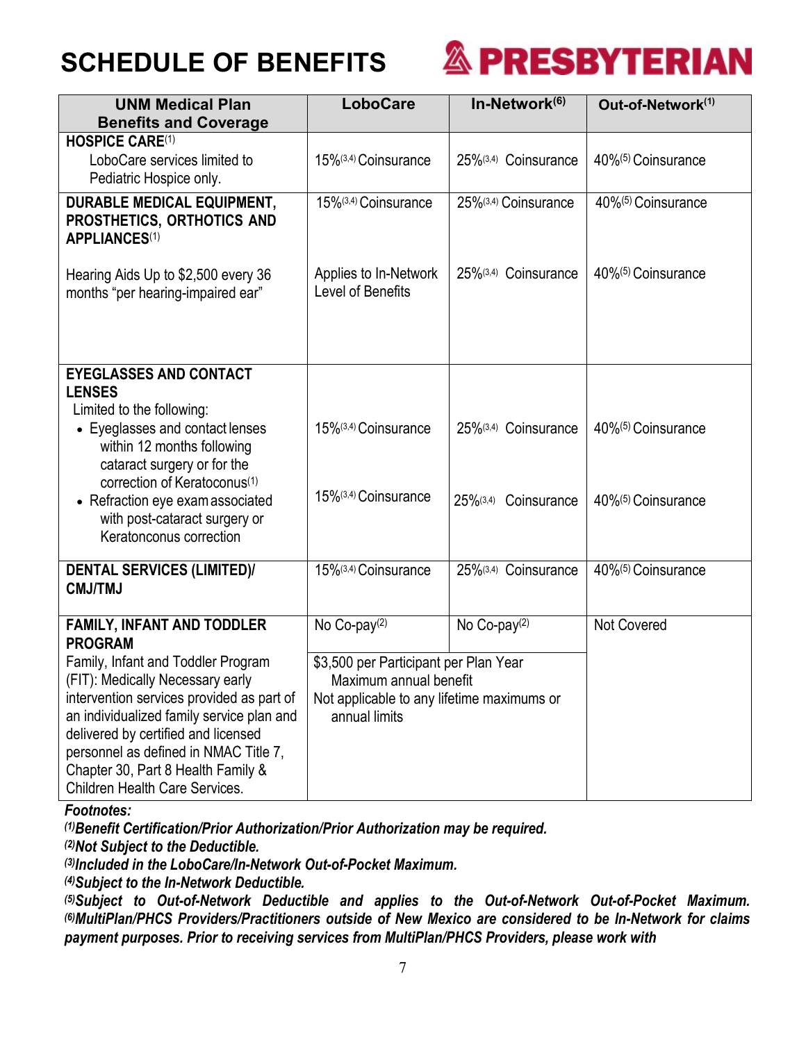# SCHEDULE OF BENEFITS

PRESBYTERIAN

| UNM Medical Plan Benefits and Coverage | LoboCare | In-Network[6] | Out-of-Network[1] |
|---|---|---|---|
| **HOSPICE CARE**[1]<br>LoboCare services limited to Pediatric Hospice only. | 15%[3,4] Coinsurance | 25%[3,4] Coinsurance | 40%[5] Coinsurance |
| **DURABLE MEDICAL EQUIPMENT, PROSTHETICS, ORTHOTICS AND APPLIANCES**[1] | 15%[3,4] Coinsurance | 25%[3,4] Coinsurance | 40%[5] Coinsurance |
| Hearing Aids Up to $2,500 every 36 months "per hearing-impaired ear" | Applies to In-Network Level of Benefits | 25%[3,4] Coinsurance | 40%[5] Coinsurance |
| **EYEGLASSES AND CONTACT LENSES**<br>Limited to the following: | | | |
| • Eyeglasses and contact lenses within 12 months following cataract surgery or for the correction of Keratoconus[1] | 15%[3,4] Coinsurance | 25%[3,4] Coinsurance | 40%[5] Coinsurance |
| • Refraction eye exam associated with post-cataract surgery or Keratonconus correction | 15%[3,4] Coinsurance | 25%[3,4] Coinsurance | 40%[5] Coinsurance |
| **DENTAL SERVICES (LIMITED)/ CMJ/TMJ** | 15%[3,4] Coinsurance | 25%[3,4] Coinsurance | 40%[5] Coinsurance |
| **FAMILY, INFANT AND TODDLER PROGRAM**<br>Family, Infant and Toddler Program (FIT): Medically Necessary early intervention services provided as part of an individualized family service plan and delivered by certified and licensed personnel as defined in NMAC Title 7, Chapter 30, Part 8 Health Family & Children Health Care Services. | No Co-pay[2]<br>$3,500 per Participant per Plan Year Maximum annual benefit<br>Not applicable to any lifetime maximums or annual limits | No Co-pay[2] | Not Covered |

***Footnotes:***

***[1]Benefit Certification/Prior Authorization/Prior Authorization may be required.***

***[2]Not Subject to the Deductible.***

***[3]Included in the LoboCare/In-Network Out-of-Pocket Maximum.***

***[4]Subject to the In-Network Deductible.***

***[5]Subject to Out-of-Network Deductible and applies to the Out-of-Network Out-of-Pocket Maximum.***

***[6]MultiPlan/PHCS Providers/Practitioners outside of New Mexico are considered to be In-Network for claims payment purposes. Prior to receiving services from MultiPlan/PHCS Providers, please work with***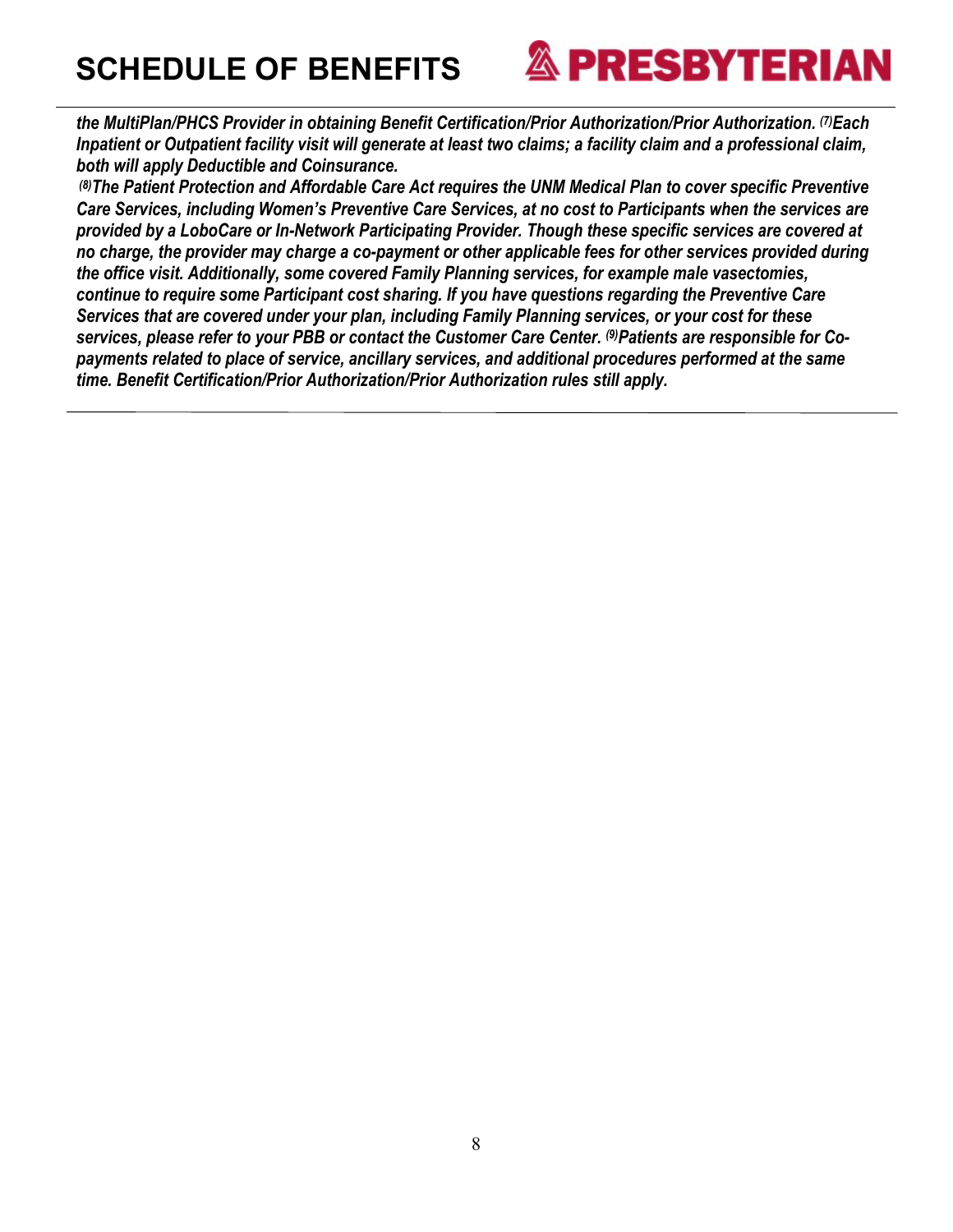*the MultiPlan/PHCS Provider in obtaining Benefit Certification/Prior Authorization/Prior Authorization.* [(7)] ***Each Inpatient or Outpatient facility visit will generate at least two claims; a facility claim and a professional claim, both will apply Deductible and Coinsurance.***

[(8)] ***The Patient Protection and Affordable Care Act requires the UNM Medical Plan to cover specific Preventive Care Services, including Women's Preventive Care Services, at no cost to Participants when the services are provided by a LoboCare or In-Network Participating Provider. Though these specific services are covered at no charge, the provider may charge a co-payment or other applicable fees for other services provided during the office visit. Additionally, some covered Family Planning services, for example male vasectomies, continue to require some Participant cost sharing. If you have questions regarding the Preventive Care Services that are covered under your plan, including Family Planning services, or your cost for these services, please refer to your PBB or contact the Customer Care Center.*** [(9)] ***Patients are responsible for Co-payments related to place of service, ancillary services, and additional procedures performed at the same time. Benefit Certification/Prior Authorization/Prior Authorization rules still apply.***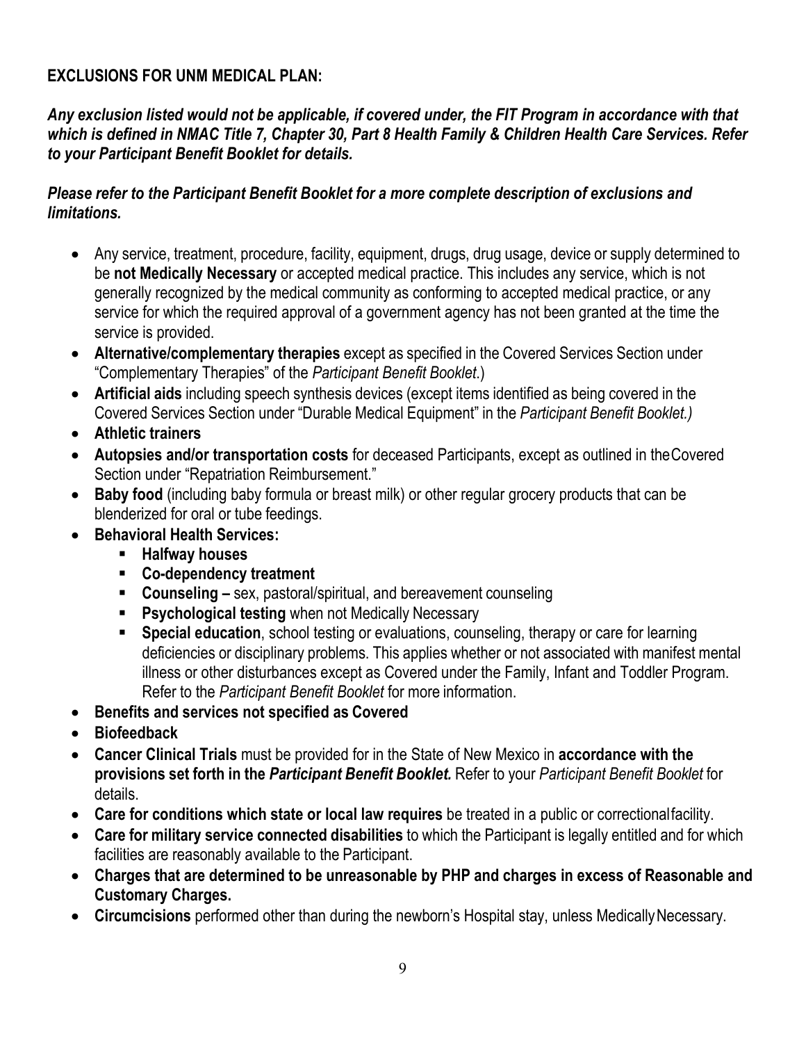**EXCLUSIONS FOR UNM MEDICAL PLAN:**

***Any exclusion listed would not be applicable, if covered under, the FIT Program in accordance with that which is defined in NMAC Title 7, Chapter 30, Part 8 Health Family & Children Health Care Services. Refer to your Participant Benefit Booklet for details.***

***Please refer to the Participant Benefit Booklet for a more complete description of exclusions and limitations.***

- Any service, treatment, procedure, facility, equipment, drugs, drug usage, device or supply determined to be **not Medically Necessary** or accepted medical practice. This includes any service, which is not generally recognized by the medical community as conforming to accepted medical practice, or any service for which the required approval of a government agency has not been granted at the time the service is provided.
- **Alternative/complementary therapies** except as specified in the Covered Services Section under "Complementary Therapies" of the *Participant Benefit Booklet*.)
- **Artificial aids** including speech synthesis devices (except items identified as being covered in the Covered Services Section under "Durable Medical Equipment" in the *Participant Benefit Booklet.)*
- **Athletic trainers**
- **Autopsies and/or transportation costs** for deceased Participants, except as outlined in the Covered Section under "Repatriation Reimbursement."
- **Baby food** (including baby formula or breast milk) or other regular grocery products that can be blenderized for oral or tube feedings.
- **Behavioral Health Services:**
  - **Halfway houses**
  - **Co-dependency treatment**
  - **Counseling –** sex, pastoral/spiritual, and bereavement counseling
  - **Psychological testing** when not Medically Necessary
  - **Special education**, school testing or evaluations, counseling, therapy or care for learning deficiencies or disciplinary problems. This applies whether or not associated with manifest mental illness or other disturbances except as Covered under the Family, Infant and Toddler Program. Refer to the *Participant Benefit Booklet* for more information.
- **Benefits and services not specified as Covered**
- **Biofeedback**
- **Cancer Clinical Trials** must be provided for in the State of New Mexico in **accordance with the provisions set forth in the *Participant Benefit Booklet.*** Refer to your *Participant Benefit Booklet* for details.
- **Care for conditions which state or local law requires** be treated in a public or correctional facility.
- **Care for military service connected disabilities** to which the Participant is legally entitled and for which facilities are reasonably available to the Participant.
- **Charges that are determined to be unreasonable by PHP and charges in excess of Reasonable and Customary Charges.**
- **Circumcisions** performed other than during the newborn's Hospital stay, unless Medically Necessary.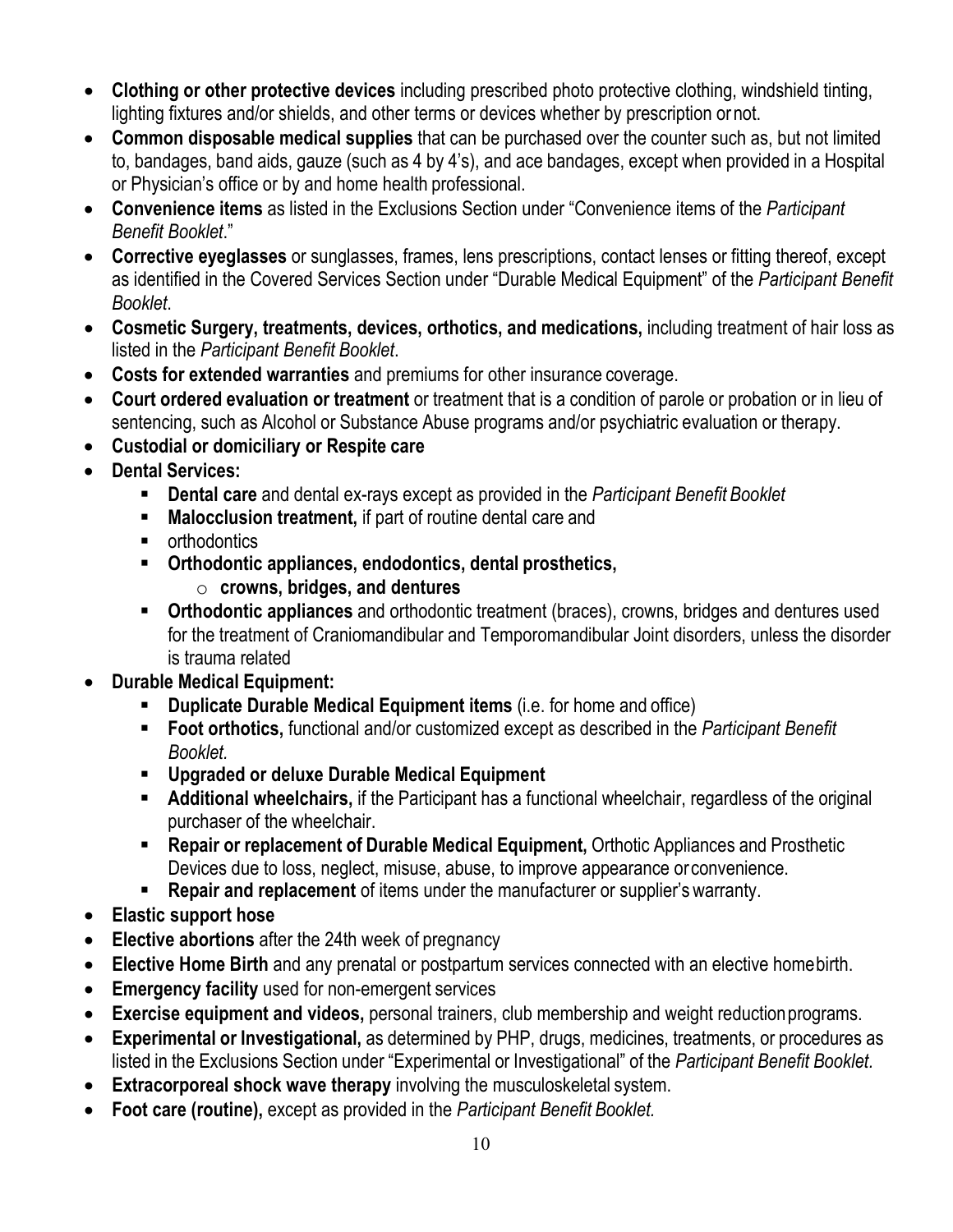- **Clothing or other protective devices** including prescribed photo protective clothing, windshield tinting, lighting fixtures and/or shields, and other terms or devices whether by prescription or not.
- **Common disposable medical supplies** that can be purchased over the counter such as, but not limited to, bandages, band aids, gauze (such as 4 by 4's), and ace bandages, except when provided in a Hospital or Physician's office or by and home health professional.
- **Convenience items** as listed in the Exclusions Section under "Convenience items of the *Participant Benefit Booklet*."
- **Corrective eyeglasses** or sunglasses, frames, lens prescriptions, contact lenses or fitting thereof, except as identified in the Covered Services Section under "Durable Medical Equipment" of the *Participant Benefit Booklet*.
- **Cosmetic Surgery, treatments, devices, orthotics, and medications,** including treatment of hair loss as listed in the *Participant Benefit Booklet*.
- **Costs for extended warranties** and premiums for other insurance coverage.
- **Court ordered evaluation or treatment** or treatment that is a condition of parole or probation or in lieu of sentencing, such as Alcohol or Substance Abuse programs and/or psychiatric evaluation or therapy.
- **Custodial or domiciliary or Respite care**
- **Dental Services:**
  - **Dental care** and dental ex-rays except as provided in the *Participant Benefit Booklet*
  - **Malocclusion treatment,** if part of routine dental care and
  - orthodontics
  - **Orthodontic appliances, endodontics, dental prosthetics,**
    - **crowns, bridges, and dentures**
  - **Orthodontic appliances** and orthodontic treatment (braces), crowns, bridges and dentures used for the treatment of Craniomandibular and Temporomandibular Joint disorders, unless the disorder is trauma related
- **Durable Medical Equipment:**
  - **Duplicate Durable Medical Equipment items** (i.e. for home and office)
  - **Foot orthotics,** functional and/or customized except as described in the *Participant Benefit Booklet.*
  - **Upgraded or deluxe Durable Medical Equipment**
  - **Additional wheelchairs,** if the Participant has a functional wheelchair, regardless of the original purchaser of the wheelchair.
  - **Repair or replacement of Durable Medical Equipment,** Orthotic Appliances and Prosthetic Devices due to loss, neglect, misuse, abuse, to improve appearance or convenience.
  - **Repair and replacement** of items under the manufacturer or supplier's warranty.
- **Elastic support hose**
- **Elective abortions** after the 24th week of pregnancy
- **Elective Home Birth** and any prenatal or postpartum services connected with an elective home birth.
- **Emergency facility** used for non-emergent services
- **Exercise equipment and videos,** personal trainers, club membership and weight reduction programs.
- **Experimental or Investigational,** as determined by PHP, drugs, medicines, treatments, or procedures as listed in the Exclusions Section under "Experimental or Investigational" of the *Participant Benefit Booklet.*
- **Extracorporeal shock wave therapy** involving the musculoskeletal system.
- **Foot care (routine),** except as provided in the *Participant Benefit Booklet.*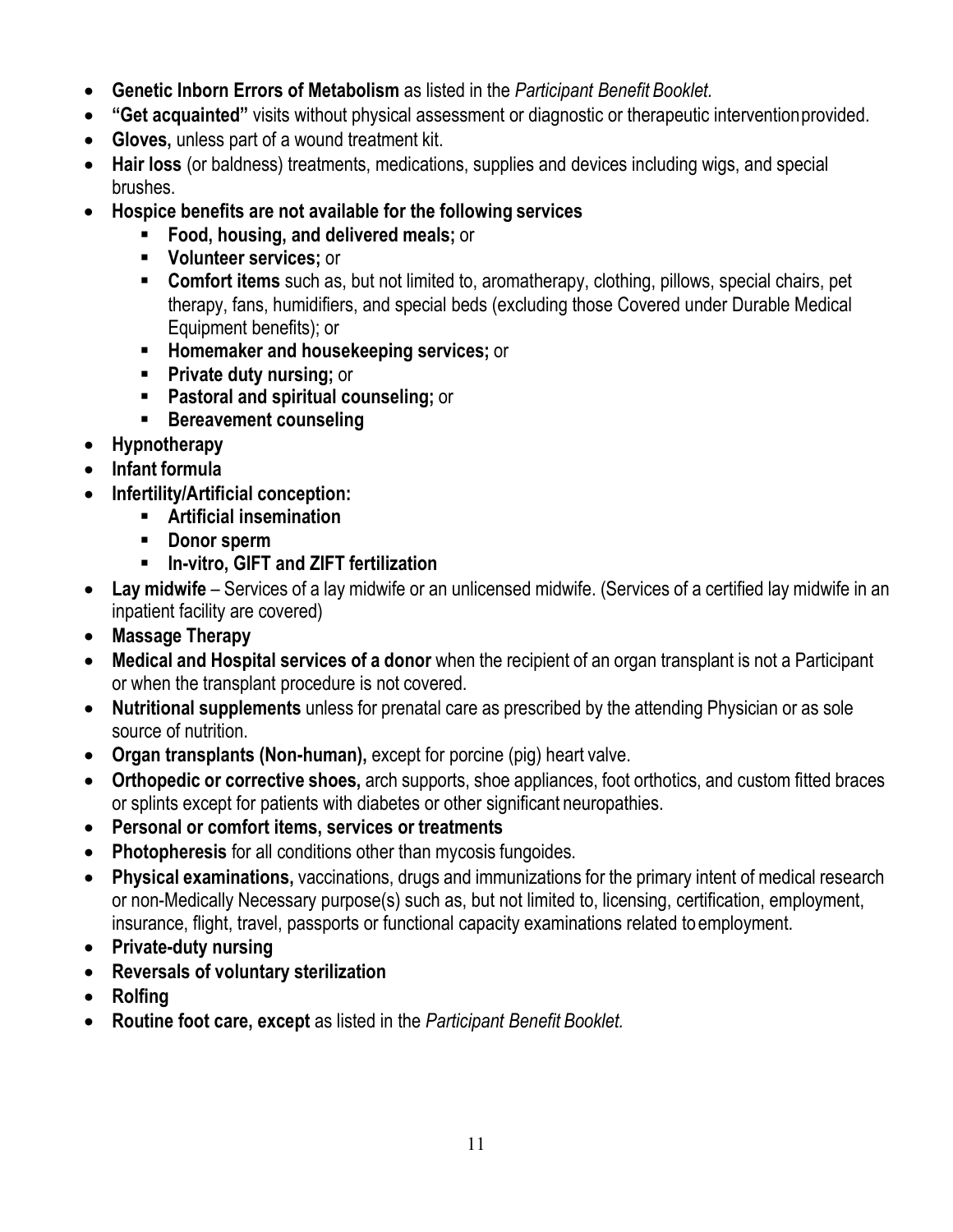- **Genetic Inborn Errors of Metabolism** as listed in the *Participant Benefit Booklet.*
- **"Get acquainted"** visits without physical assessment or diagnostic or therapeutic intervention provided.
- **Gloves,** unless part of a wound treatment kit.
- **Hair loss** (or baldness) treatments, medications, supplies and devices including wigs, and special brushes.
- **Hospice benefits are not available for the following services**
  - **Food, housing, and delivered meals;** or
  - **Volunteer services;** or
  - **Comfort items** such as, but not limited to, aromatherapy, clothing, pillows, special chairs, pet therapy, fans, humidifiers, and special beds (excluding those Covered under Durable Medical Equipment benefits); or
  - **Homemaker and housekeeping services;** or
  - **Private duty nursing;** or
  - **Pastoral and spiritual counseling;** or
  - **Bereavement counseling**
- **Hypnotherapy**
- **Infant formula**
- **Infertility/Artificial conception:**
  - **Artificial insemination**
  - **Donor sperm**
  - **In-vitro, GIFT and ZIFT fertilization**
- **Lay midwife** – Services of a lay midwife or an unlicensed midwife. (Services of a certified lay midwife in an inpatient facility are covered)
- **Massage Therapy**
- **Medical and Hospital services of a donor** when the recipient of an organ transplant is not a Participant or when the transplant procedure is not covered.
- **Nutritional supplements** unless for prenatal care as prescribed by the attending Physician or as sole source of nutrition.
- **Organ transplants (Non-human),** except for porcine (pig) heart valve.
- **Orthopedic or corrective shoes,** arch supports, shoe appliances, foot orthotics, and custom fitted braces or splints except for patients with diabetes or other significant neuropathies.
- **Personal or comfort items, services or treatments**
- **Photopheresis** for all conditions other than mycosis fungoides.
- **Physical examinations,** vaccinations, drugs and immunizations for the primary intent of medical research or non-Medically Necessary purpose(s) such as, but not limited to, licensing, certification, employment, insurance, flight, travel, passports or functional capacity examinations related to employment.
- **Private-duty nursing**
- **Reversals of voluntary sterilization**
- **Rolfing**
- **Routine foot care, except** as listed in the *Participant Benefit Booklet.*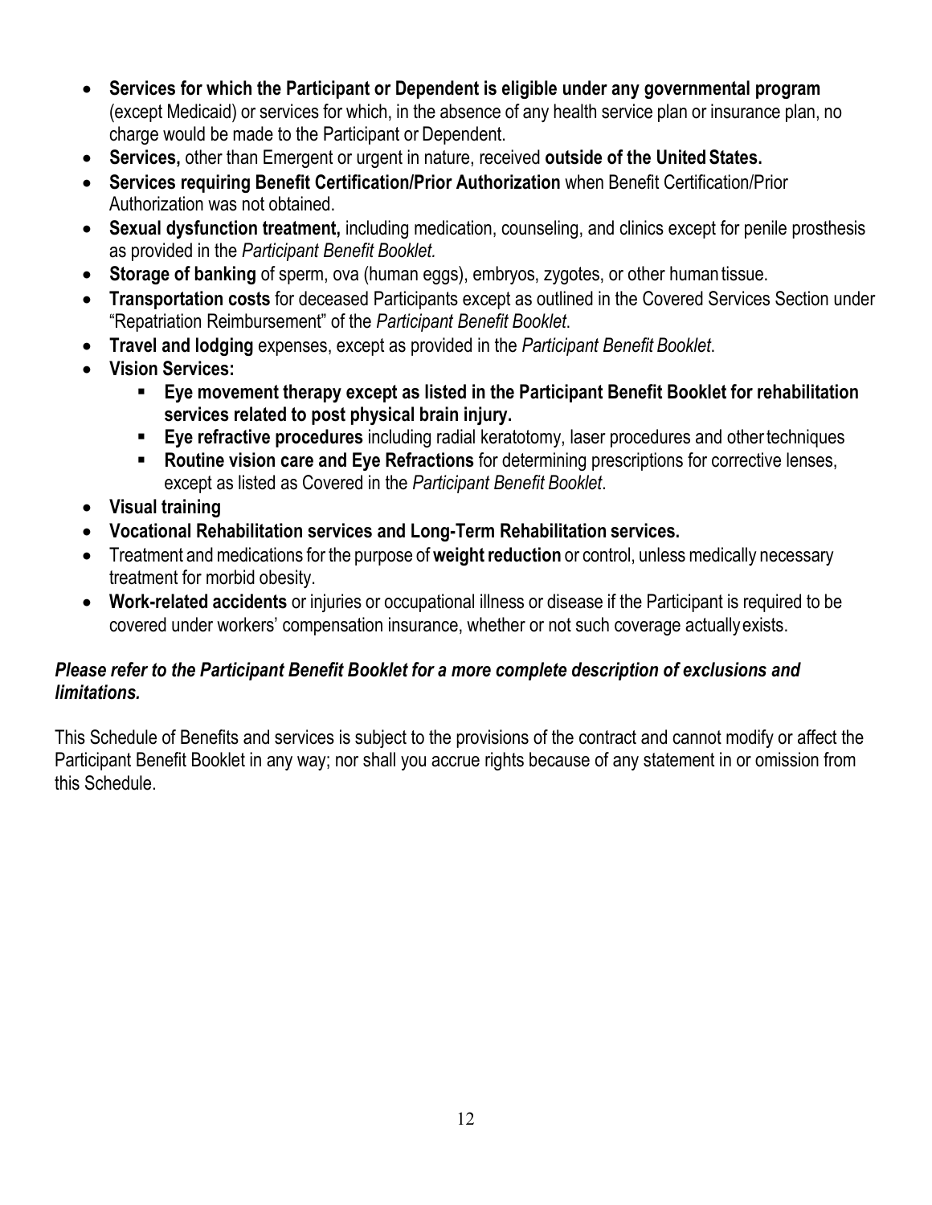- **Services for which the Participant or Dependent is eligible under any governmental program** (except Medicaid) or services for which, in the absence of any health service plan or insurance plan, no charge would be made to the Participant or Dependent.
- **Services,** other than Emergent or urgent in nature, received **outside of the United States.**
- **Services requiring Benefit Certification/Prior Authorization** when Benefit Certification/Prior Authorization was not obtained.
- **Sexual dysfunction treatment,** including medication, counseling, and clinics except for penile prosthesis as provided in the *Participant Benefit Booklet.*
- **Storage of banking** of sperm, ova (human eggs), embryos, zygotes, or other human tissue.
- **Transportation costs** for deceased Participants except as outlined in the Covered Services Section under "Repatriation Reimbursement" of the *Participant Benefit Booklet*.
- **Travel and lodging** expenses, except as provided in the *Participant Benefit Booklet*.
- **Vision Services:**
  - **Eye movement therapy except as listed in the Participant Benefit Booklet for rehabilitation services related to post physical brain injury.**
  - **Eye refractive procedures** including radial keratotomy, laser procedures and other techniques
  - **Routine vision care and Eye Refractions** for determining prescriptions for corrective lenses, except as listed as Covered in the *Participant Benefit Booklet*.
- **Visual training**
- **Vocational Rehabilitation services and Long-Term Rehabilitation services.**
- Treatment and medications for the purpose of **weight reduction** or control, unless medically necessary treatment for morbid obesity.
- **Work-related accidents** or injuries or occupational illness or disease if the Participant is required to be covered under workers' compensation insurance, whether or not such coverage actually exists.

***Please refer to the Participant Benefit Booklet for a more complete description of exclusions and limitations.***

This Schedule of Benefits and services is subject to the provisions of the contract and cannot modify or affect the Participant Benefit Booklet in any way; nor shall you accrue rights because of any statement in or omission from this Schedule.